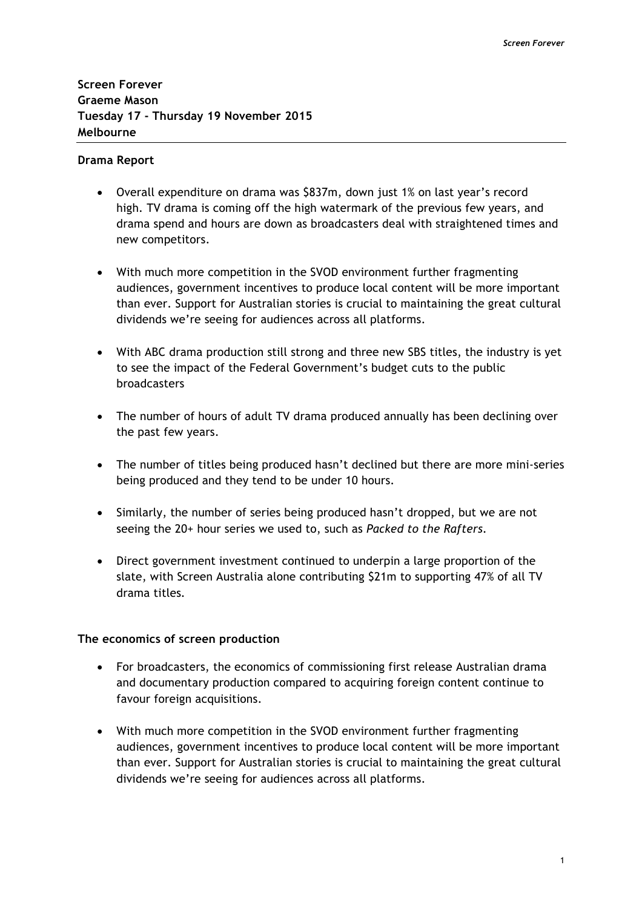**Screen Forever**
**Graeme Mason**
**Tuesday 17 - Thursday 19 November 2015**
**Melbourne**

---

**Drama Report**

- Overall expenditure on drama was $837m, down just 1% on last year's record high. TV drama is coming off the high watermark of the previous few years, and drama spend and hours are down as broadcasters deal with straightened times and new competitors.

- With much more competition in the SVOD environment further fragmenting audiences, government incentives to produce local content will be more important than ever. Support for Australian stories is crucial to maintaining the great cultural dividends we're seeing for audiences across all platforms.

- With ABC drama production still strong and three new SBS titles, the industry is yet to see the impact of the Federal Government's budget cuts to the public broadcasters

- The number of hours of adult TV drama produced annually has been declining over the past few years.

- The number of titles being produced hasn't declined but there are more mini-series being produced and they tend to be under 10 hours.

- Similarly, the number of series being produced hasn't dropped, but we are not seeing the 20+ hour series we used to, such as *Packed to the Rafters*.

- Direct government investment continued to underpin a large proportion of the slate, with Screen Australia alone contributing $21m to supporting 47% of all TV drama titles.

**The economics of screen production**

- For broadcasters, the economics of commissioning first release Australian drama and documentary production compared to acquiring foreign content continue to favour foreign acquisitions.

- With much more competition in the SVOD environment further fragmenting audiences, government incentives to produce local content will be more important than ever. Support for Australian stories is crucial to maintaining the great cultural dividends we're seeing for audiences across all platforms.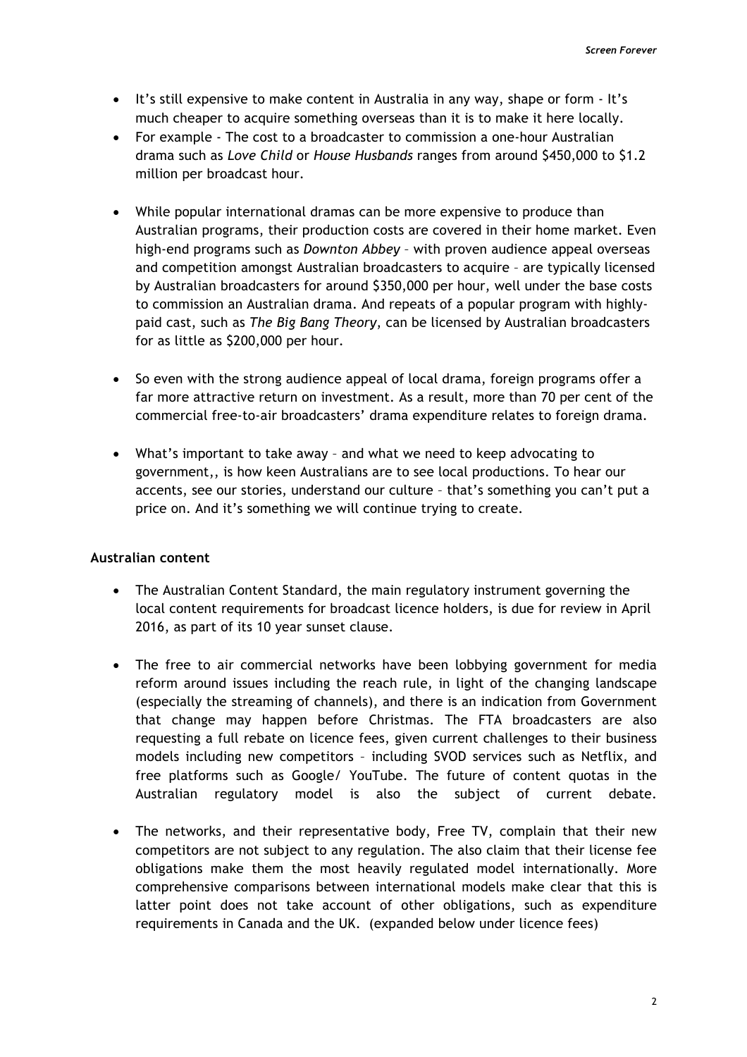- It's still expensive to make content in Australia in any way, shape or form - It's much cheaper to acquire something overseas than it is to make it here locally.
- For example - The cost to a broadcaster to commission a one-hour Australian drama such as *Love Child* or *House Husbands* ranges from around $450,000 to $1.2 million per broadcast hour.

- While popular international dramas can be more expensive to produce than Australian programs, their production costs are covered in their home market. Even high-end programs such as *Downton Abbey* – with proven audience appeal overseas and competition amongst Australian broadcasters to acquire – are typically licensed by Australian broadcasters for around $350,000 per hour, well under the base costs to commission an Australian drama. And repeats of a popular program with highly-paid cast, such as *The Big Bang Theory*, can be licensed by Australian broadcasters for as little as $200,000 per hour.

- So even with the strong audience appeal of local drama, foreign programs offer a far more attractive return on investment. As a result, more than 70 per cent of the commercial free-to-air broadcasters' drama expenditure relates to foreign drama.

- What's important to take away – and what we need to keep advocating to government,, is how keen Australians are to see local productions. To hear our accents, see our stories, understand our culture – that's something you can't put a price on. And it's something we will continue trying to create.

**Australian content**

- The Australian Content Standard, the main regulatory instrument governing the local content requirements for broadcast licence holders, is due for review in April 2016, as part of its 10 year sunset clause.

- The free to air commercial networks have been lobbying government for media reform around issues including the reach rule, in light of the changing landscape (especially the streaming of channels), and there is an indication from Government that change may happen before Christmas. The FTA broadcasters are also requesting a full rebate on licence fees, given current challenges to their business models including new competitors – including SVOD services such as Netflix, and free platforms such as Google/ YouTube. The future of content quotas in the Australian regulatory model is also the subject of current debate.

- The networks, and their representative body, Free TV, complain that their new competitors are not subject to any regulation. The also claim that their license fee obligations make them the most heavily regulated model internationally. More comprehensive comparisons between international models make clear that this is latter point does not take account of other obligations, such as expenditure requirements in Canada and the UK. (expanded below under licence fees)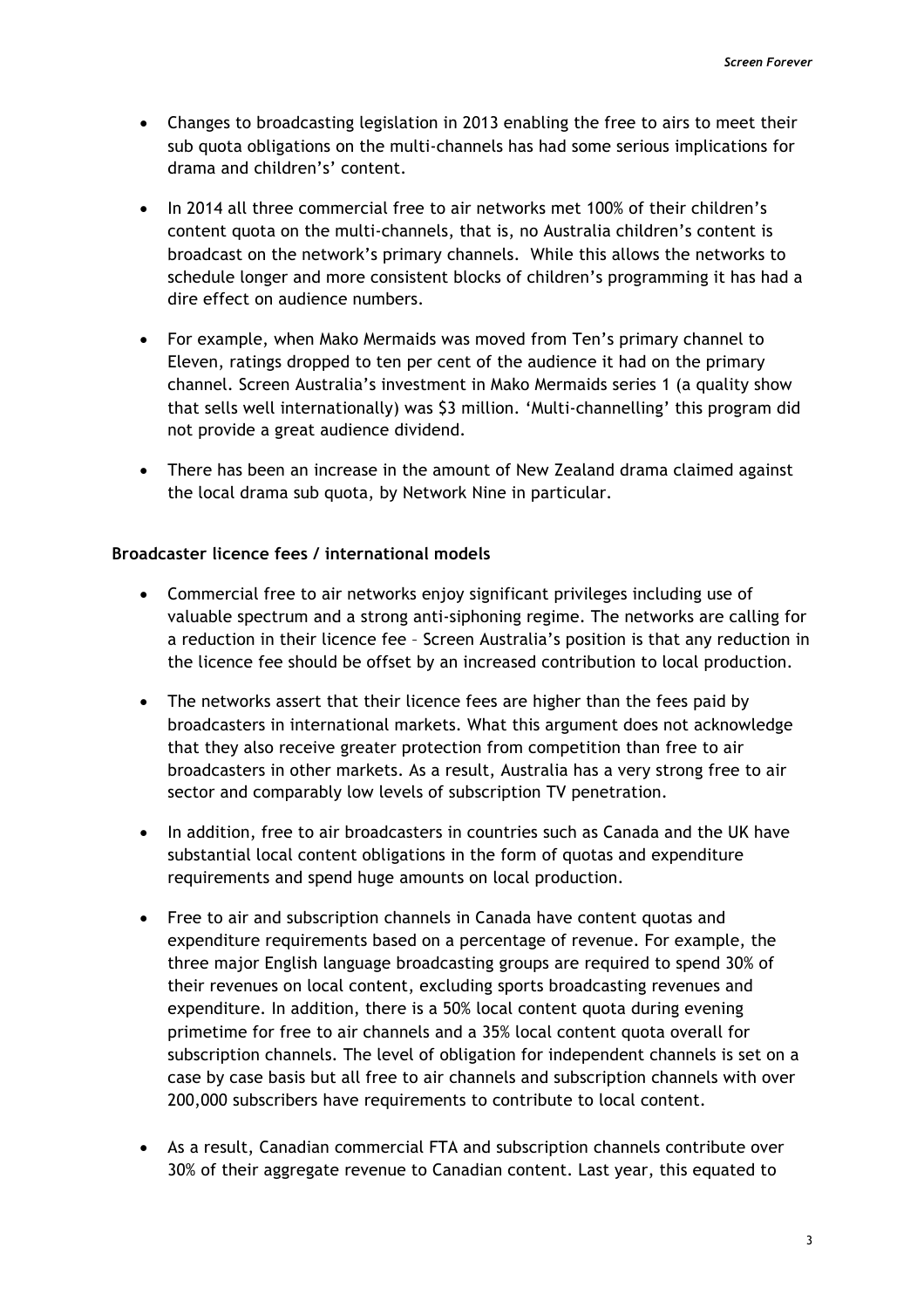- Changes to broadcasting legislation in 2013 enabling the free to airs to meet their sub quota obligations on the multi-channels has had some serious implications for drama and children's' content.

- In 2014 all three commercial free to air networks met 100% of their children's content quota on the multi-channels, that is, no Australia children's content is broadcast on the network's primary channels. While this allows the networks to schedule longer and more consistent blocks of children's programming it has had a dire effect on audience numbers.

- For example, when Mako Mermaids was moved from Ten's primary channel to Eleven, ratings dropped to ten per cent of the audience it had on the primary channel. Screen Australia's investment in Mako Mermaids series 1 (a quality show that sells well internationally) was $3 million. 'Multi-channelling' this program did not provide a great audience dividend.

- There has been an increase in the amount of New Zealand drama claimed against the local drama sub quota, by Network Nine in particular.

**Broadcaster licence fees / international models**

- Commercial free to air networks enjoy significant privileges including use of valuable spectrum and a strong anti-siphoning regime. The networks are calling for a reduction in their licence fee – Screen Australia's position is that any reduction in the licence fee should be offset by an increased contribution to local production.

- The networks assert that their licence fees are higher than the fees paid by broadcasters in international markets. What this argument does not acknowledge that they also receive greater protection from competition than free to air broadcasters in other markets. As a result, Australia has a very strong free to air sector and comparably low levels of subscription TV penetration.

- In addition, free to air broadcasters in countries such as Canada and the UK have substantial local content obligations in the form of quotas and expenditure requirements and spend huge amounts on local production.

- Free to air and subscription channels in Canada have content quotas and expenditure requirements based on a percentage of revenue. For example, the three major English language broadcasting groups are required to spend 30% of their revenues on local content, excluding sports broadcasting revenues and expenditure. In addition, there is a 50% local content quota during evening primetime for free to air channels and a 35% local content quota overall for subscription channels. The level of obligation for independent channels is set on a case by case basis but all free to air channels and subscription channels with over 200,000 subscribers have requirements to contribute to local content.

- As a result, Canadian commercial FTA and subscription channels contribute over 30% of their aggregate revenue to Canadian content. Last year, this equated to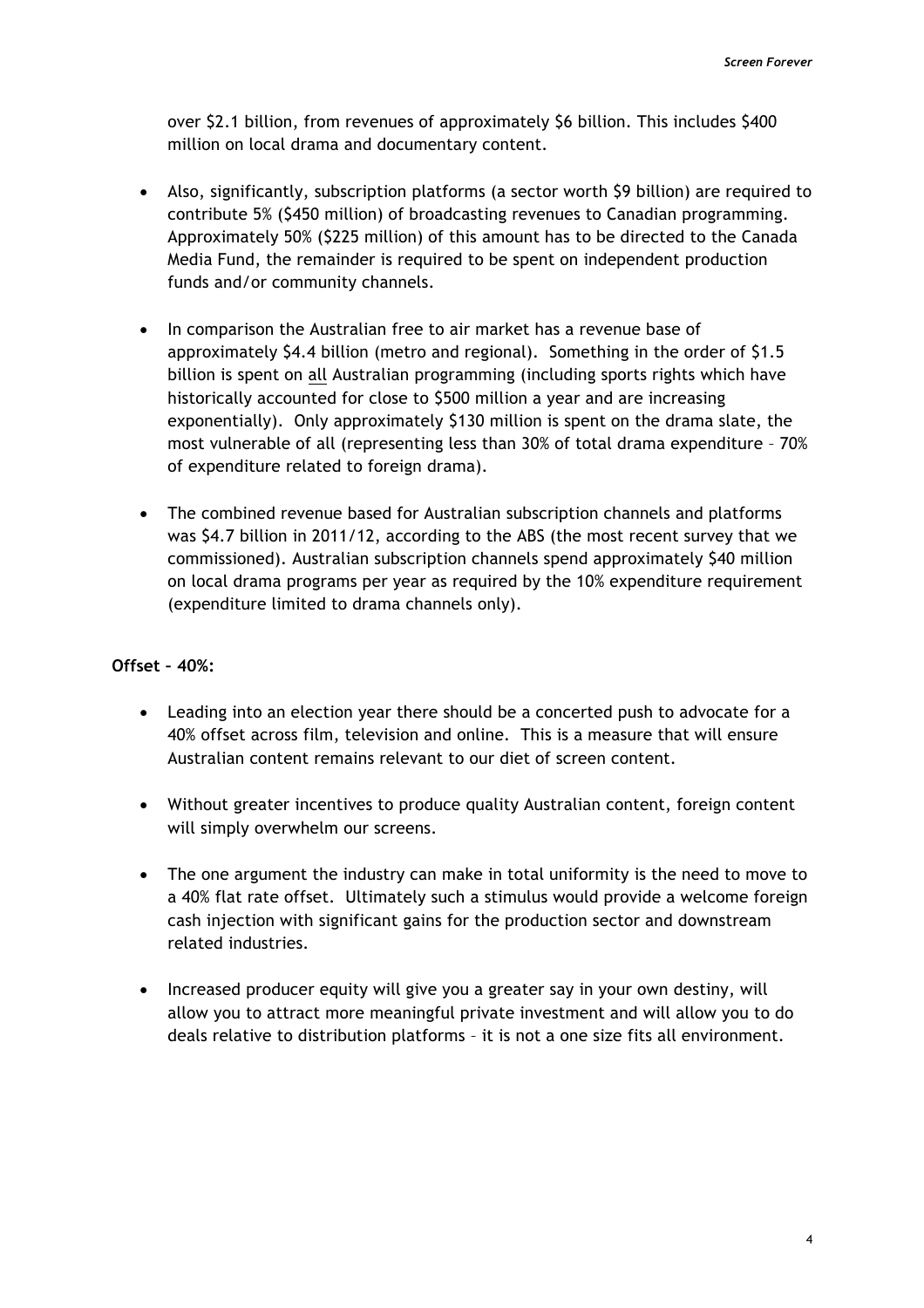over $2.1 billion, from revenues of approximately $6 billion. This includes $400 million on local drama and documentary content.

- Also, significantly, subscription platforms (a sector worth $9 billion) are required to contribute 5% ($450 million) of broadcasting revenues to Canadian programming. Approximately 50% ($225 million) of this amount has to be directed to the Canada Media Fund, the remainder is required to be spent on independent production funds and/or community channels.

- In comparison the Australian free to air market has a revenue base of approximately $4.4 billion (metro and regional). Something in the order of $1.5 billion is spent on <u>all</u> Australian programming (including sports rights which have historically accounted for close to $500 million a year and are increasing exponentially). Only approximately $130 million is spent on the drama slate, the most vulnerable of all (representing less than 30% of total drama expenditure – 70% of expenditure related to foreign drama).

- The combined revenue based for Australian subscription channels and platforms was $4.7 billion in 2011/12, according to the ABS (the most recent survey that we commissioned). Australian subscription channels spend approximately $40 million on local drama programs per year as required by the 10% expenditure requirement (expenditure limited to drama channels only).

**Offset – 40%:**

- Leading into an election year there should be a concerted push to advocate for a 40% offset across film, television and online. This is a measure that will ensure Australian content remains relevant to our diet of screen content.

- Without greater incentives to produce quality Australian content, foreign content will simply overwhelm our screens.

- The one argument the industry can make in total uniformity is the need to move to a 40% flat rate offset. Ultimately such a stimulus would provide a welcome foreign cash injection with significant gains for the production sector and downstream related industries.

- Increased producer equity will give you a greater say in your own destiny, will allow you to attract more meaningful private investment and will allow you to do deals relative to distribution platforms – it is not a one size fits all environment.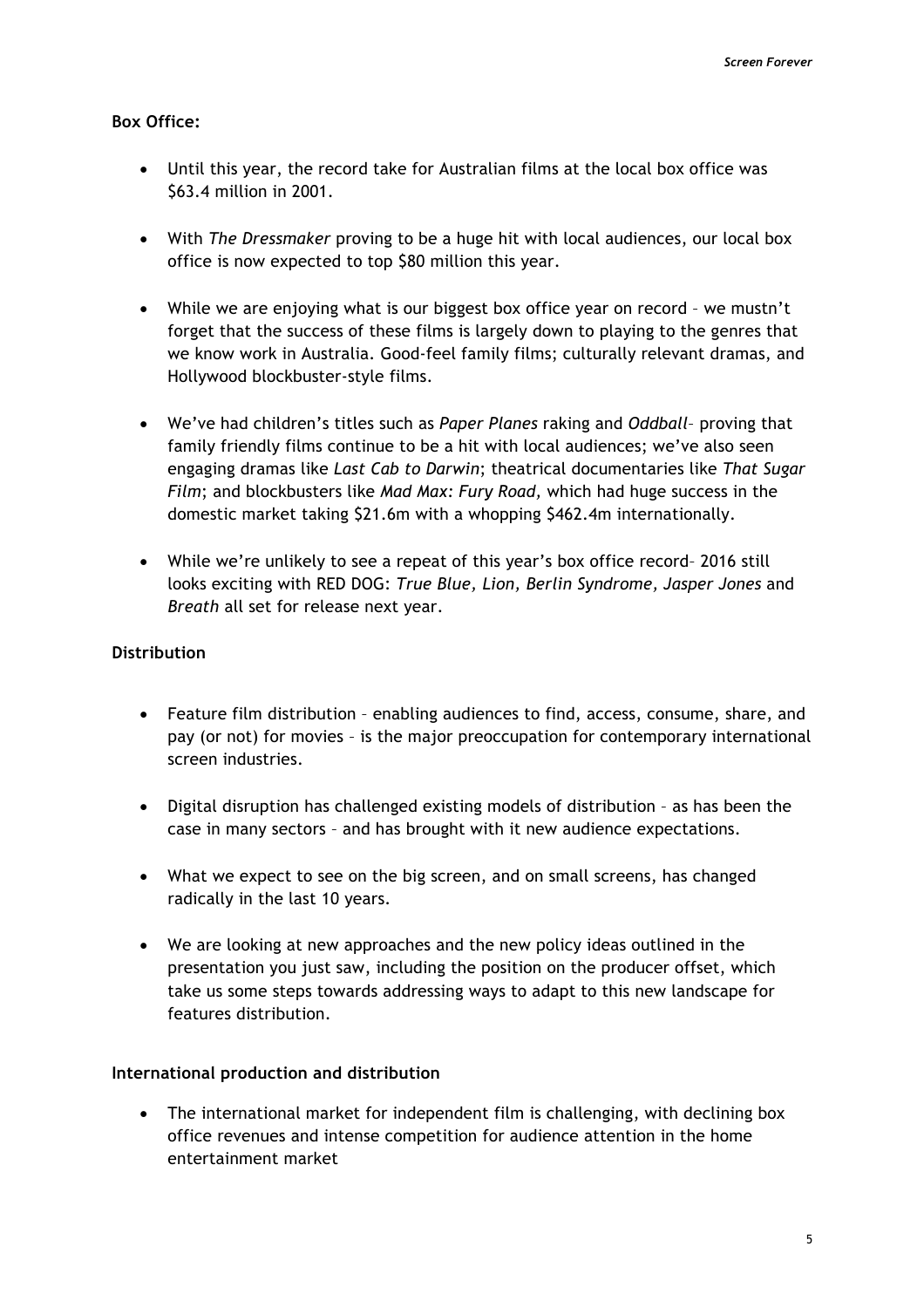**Box Office:**

- Until this year, the record take for Australian films at the local box office was $63.4 million in 2001.
- With *The Dressmaker* proving to be a huge hit with local audiences, our local box office is now expected to top $80 million this year.
- While we are enjoying what is our biggest box office year on record – we mustn't forget that the success of these films is largely down to playing to the genres that we know work in Australia. Good-feel family films; culturally relevant dramas, and Hollywood blockbuster-style films.
- We've had children's titles such as *Paper Planes* raking and *Oddball*– proving that family friendly films continue to be a hit with local audiences; we've also seen engaging dramas like *Last Cab to Darwin*; theatrical documentaries like *That Sugar Film*; and blockbusters like *Mad Max: Fury Road,* which had huge success in the domestic market taking $21.6m with a whopping $462.4m internationally.
- While we're unlikely to see a repeat of this year's box office record– 2016 still looks exciting with RED DOG: *True Blue, Lion, Berlin Syndrome, Jasper Jones* and *Breath* all set for release next year.

**Distribution**

- Feature film distribution – enabling audiences to find, access, consume, share, and pay (or not) for movies – is the major preoccupation for contemporary international screen industries.
- Digital disruption has challenged existing models of distribution – as has been the case in many sectors – and has brought with it new audience expectations.
- What we expect to see on the big screen, and on small screens, has changed radically in the last 10 years.
- We are looking at new approaches and the new policy ideas outlined in the presentation you just saw, including the position on the producer offset, which take us some steps towards addressing ways to adapt to this new landscape for features distribution.

**International production and distribution**

- The international market for independent film is challenging, with declining box office revenues and intense competition for audience attention in the home entertainment market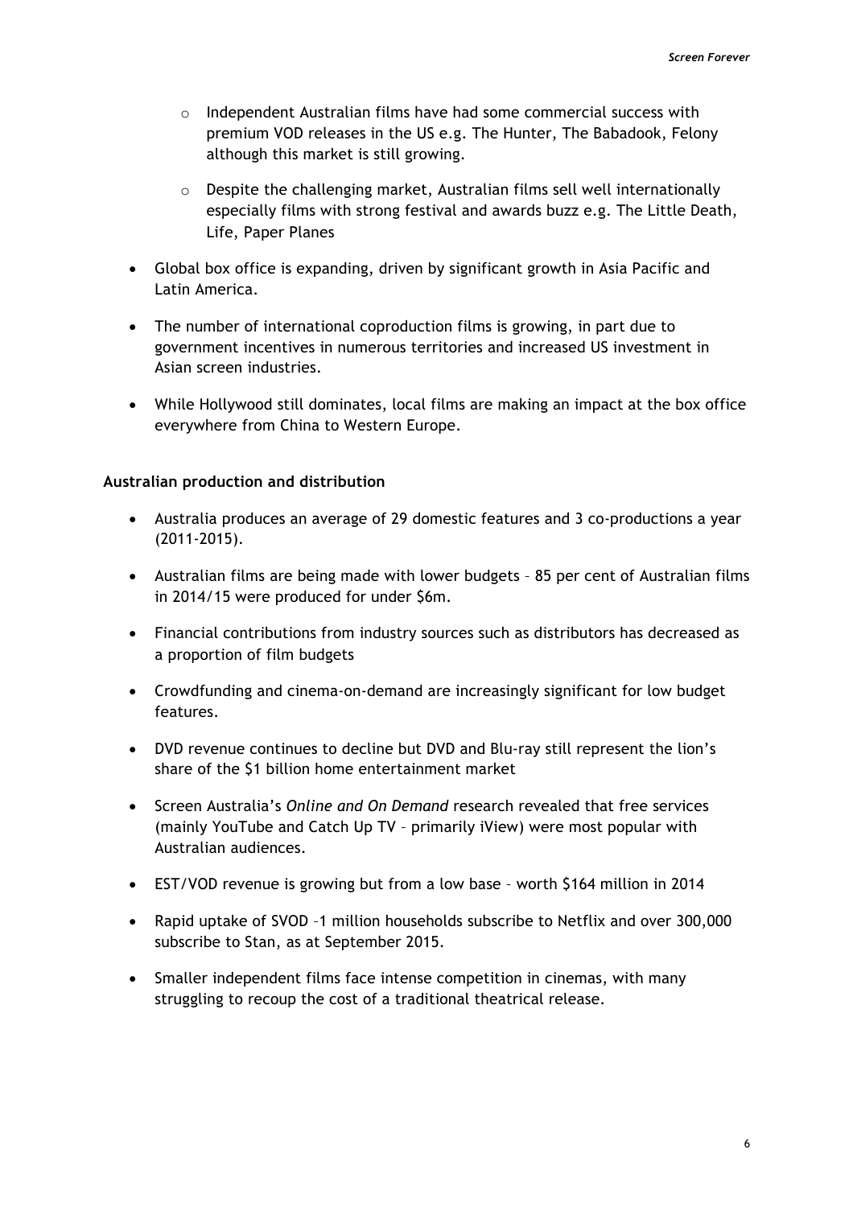- Independent Australian films have had some commercial success with premium VOD releases in the US e.g. The Hunter, The Babadook, Felony although this market is still growing.
  - Despite the challenging market, Australian films sell well internationally especially films with strong festival and awards buzz e.g. The Little Death, Life, Paper Planes

- Global box office is expanding, driven by significant growth in Asia Pacific and Latin America.
- The number of international coproduction films is growing, in part due to government incentives in numerous territories and increased US investment in Asian screen industries.
- While Hollywood still dominates, local films are making an impact at the box office everywhere from China to Western Europe.

**Australian production and distribution**

- Australia produces an average of 29 domestic features and 3 co-productions a year (2011-2015).
- Australian films are being made with lower budgets – 85 per cent of Australian films in 2014/15 were produced for under $6m.
- Financial contributions from industry sources such as distributors has decreased as a proportion of film budgets
- Crowdfunding and cinema-on-demand are increasingly significant for low budget features.
- DVD revenue continues to decline but DVD and Blu-ray still represent the lion's share of the $1 billion home entertainment market
- Screen Australia's *Online and On Demand* research revealed that free services (mainly YouTube and Catch Up TV – primarily iView) were most popular with Australian audiences.
- EST/VOD revenue is growing but from a low base – worth $164 million in 2014
- Rapid uptake of SVOD –1 million households subscribe to Netflix and over 300,000 subscribe to Stan, as at September 2015.
- Smaller independent films face intense competition in cinemas, with many struggling to recoup the cost of a traditional theatrical release.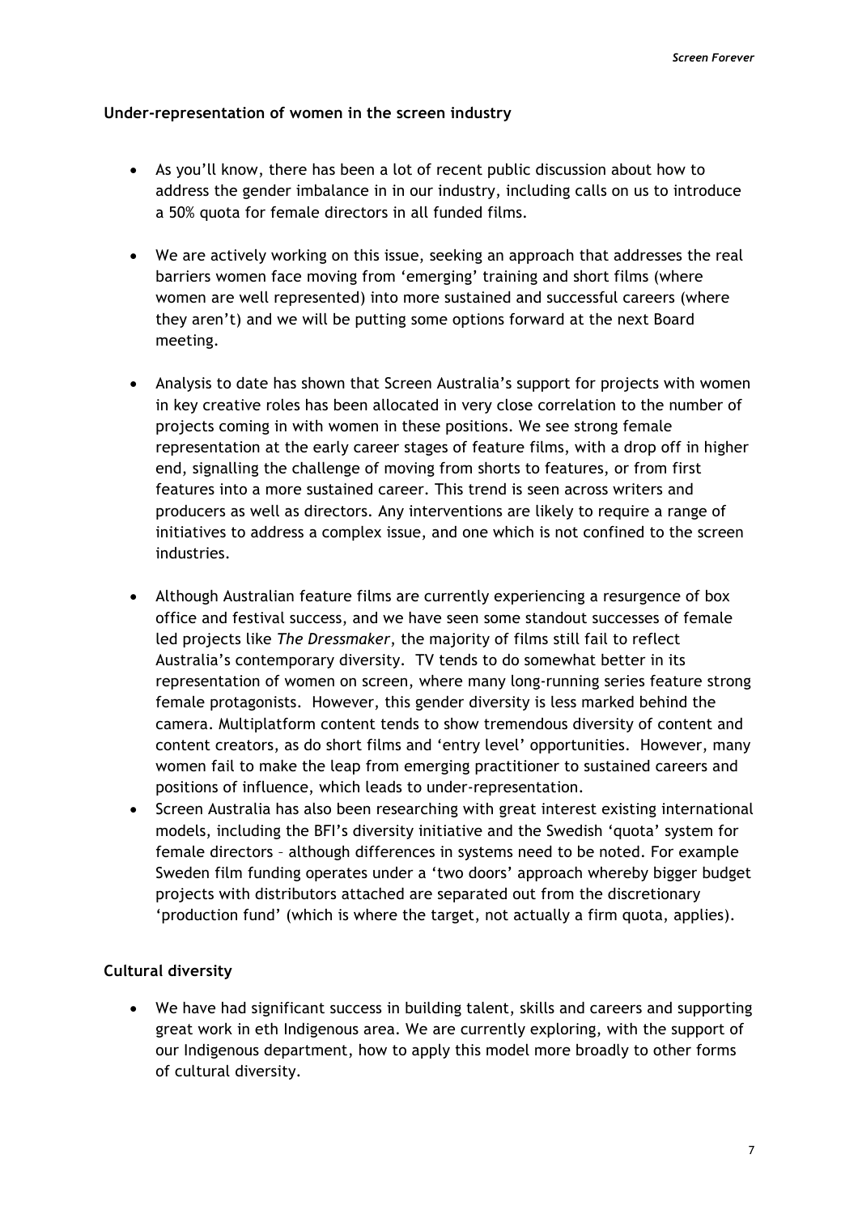**Under-representation of women in the screen industry**

- As you'll know, there has been a lot of recent public discussion about how to address the gender imbalance in in our industry, including calls on us to introduce a 50% quota for female directors in all funded films.
- We are actively working on this issue, seeking an approach that addresses the real barriers women face moving from 'emerging' training and short films (where women are well represented) into more sustained and successful careers (where they aren't) and we will be putting some options forward at the next Board meeting.
- Analysis to date has shown that Screen Australia's support for projects with women in key creative roles has been allocated in very close correlation to the number of projects coming in with women in these positions. We see strong female representation at the early career stages of feature films, with a drop off in higher end, signalling the challenge of moving from shorts to features, or from first features into a more sustained career. This trend is seen across writers and producers as well as directors. Any interventions are likely to require a range of initiatives to address a complex issue, and one which is not confined to the screen industries.
- Although Australian feature films are currently experiencing a resurgence of box office and festival success, and we have seen some standout successes of female led projects like *The Dressmaker*, the majority of films still fail to reflect Australia's contemporary diversity. TV tends to do somewhat better in its representation of women on screen, where many long-running series feature strong female protagonists. However, this gender diversity is less marked behind the camera. Multiplatform content tends to show tremendous diversity of content and content creators, as do short films and 'entry level' opportunities. However, many women fail to make the leap from emerging practitioner to sustained careers and positions of influence, which leads to under-representation.
- Screen Australia has also been researching with great interest existing international models, including the BFI's diversity initiative and the Swedish 'quota' system for female directors – although differences in systems need to be noted. For example Sweden film funding operates under a 'two doors' approach whereby bigger budget projects with distributors attached are separated out from the discretionary 'production fund' (which is where the target, not actually a firm quota, applies).

**Cultural diversity**

- We have had significant success in building talent, skills and careers and supporting great work in eth Indigenous area. We are currently exploring, with the support of our Indigenous department, how to apply this model more broadly to other forms of cultural diversity.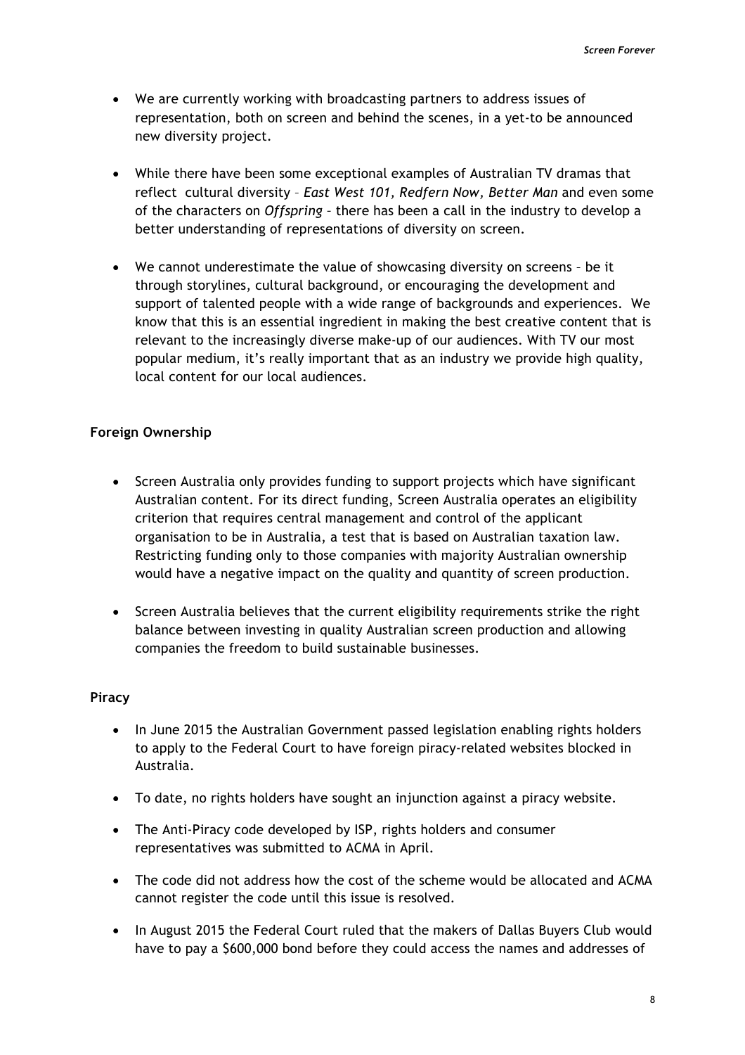- We are currently working with broadcasting partners to address issues of representation, both on screen and behind the scenes, in a yet-to be announced new diversity project.

- While there have been some exceptional examples of Australian TV dramas that reflect cultural diversity – *East West 101, Redfern Now, Better Man* and even some of the characters on *Offspring* – there has been a call in the industry to develop a better understanding of representations of diversity on screen.

- We cannot underestimate the value of showcasing diversity on screens – be it through storylines, cultural background, or encouraging the development and support of talented people with a wide range of backgrounds and experiences. We know that this is an essential ingredient in making the best creative content that is relevant to the increasingly diverse make-up of our audiences. With TV our most popular medium, it's really important that as an industry we provide high quality, local content for our local audiences.

**Foreign Ownership**

- Screen Australia only provides funding to support projects which have significant Australian content. For its direct funding, Screen Australia operates an eligibility criterion that requires central management and control of the applicant organisation to be in Australia, a test that is based on Australian taxation law. Restricting funding only to those companies with majority Australian ownership would have a negative impact on the quality and quantity of screen production.

- Screen Australia believes that the current eligibility requirements strike the right balance between investing in quality Australian screen production and allowing companies the freedom to build sustainable businesses.

**Piracy**

- In June 2015 the Australian Government passed legislation enabling rights holders to apply to the Federal Court to have foreign piracy-related websites blocked in Australia.

- To date, no rights holders have sought an injunction against a piracy website.

- The Anti-Piracy code developed by ISP, rights holders and consumer representatives was submitted to ACMA in April.

- The code did not address how the cost of the scheme would be allocated and ACMA cannot register the code until this issue is resolved.

- In August 2015 the Federal Court ruled that the makers of Dallas Buyers Club would have to pay a $600,000 bond before they could access the names and addresses of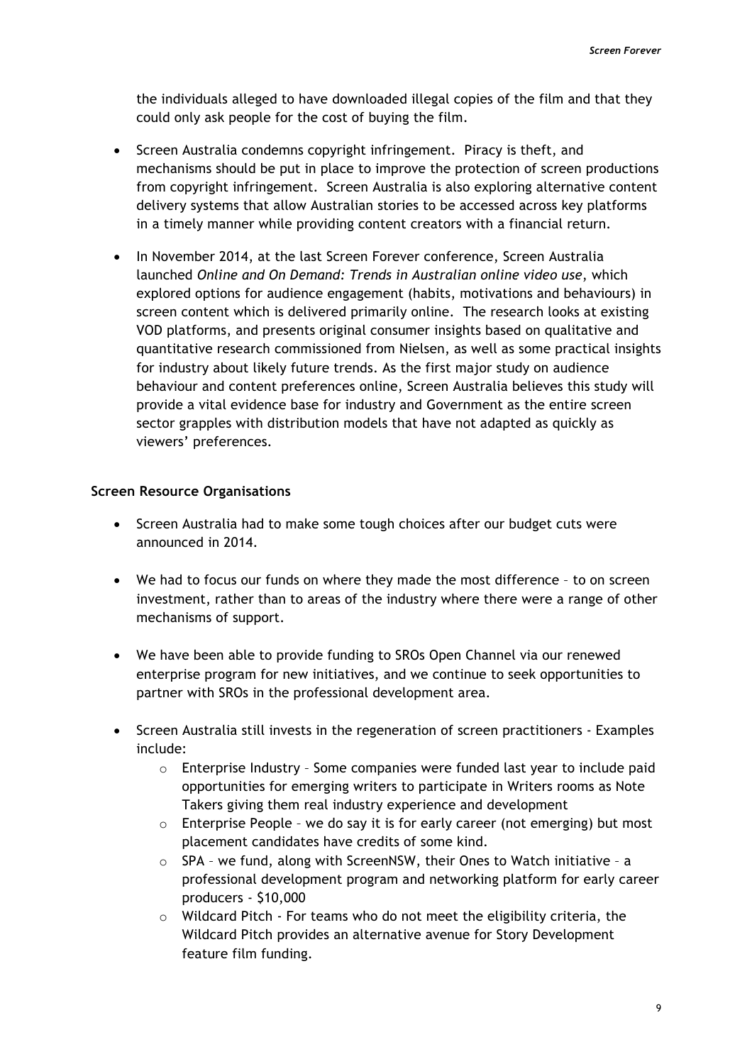the individuals alleged to have downloaded illegal copies of the film and that they could only ask people for the cost of buying the film.

- Screen Australia condemns copyright infringement. Piracy is theft, and mechanisms should be put in place to improve the protection of screen productions from copyright infringement. Screen Australia is also exploring alternative content delivery systems that allow Australian stories to be accessed across key platforms in a timely manner while providing content creators with a financial return.

- In November 2014, at the last Screen Forever conference, Screen Australia launched *Online and On Demand: Trends in Australian online video use*, which explored options for audience engagement (habits, motivations and behaviours) in screen content which is delivered primarily online. The research looks at existing VOD platforms, and presents original consumer insights based on qualitative and quantitative research commissioned from Nielsen, as well as some practical insights for industry about likely future trends. As the first major study on audience behaviour and content preferences online, Screen Australia believes this study will provide a vital evidence base for industry and Government as the entire screen sector grapples with distribution models that have not adapted as quickly as viewers' preferences.

**Screen Resource Organisations**

- Screen Australia had to make some tough choices after our budget cuts were announced in 2014.

- We had to focus our funds on where they made the most difference – to on screen investment, rather than to areas of the industry where there were a range of other mechanisms of support.

- We have been able to provide funding to SROs Open Channel via our renewed enterprise program for new initiatives, and we continue to seek opportunities to partner with SROs in the professional development area.

- Screen Australia still invests in the regeneration of screen practitioners - Examples include:
  - Enterprise Industry – Some companies were funded last year to include paid opportunities for emerging writers to participate in Writers rooms as Note Takers giving them real industry experience and development
  - Enterprise People – we do say it is for early career (not emerging) but most placement candidates have credits of some kind.
  - SPA – we fund, along with ScreenNSW, their Ones to Watch initiative – a professional development program and networking platform for early career producers - $10,000
  - Wildcard Pitch - For teams who do not meet the eligibility criteria, the Wildcard Pitch provides an alternative avenue for Story Development feature film funding.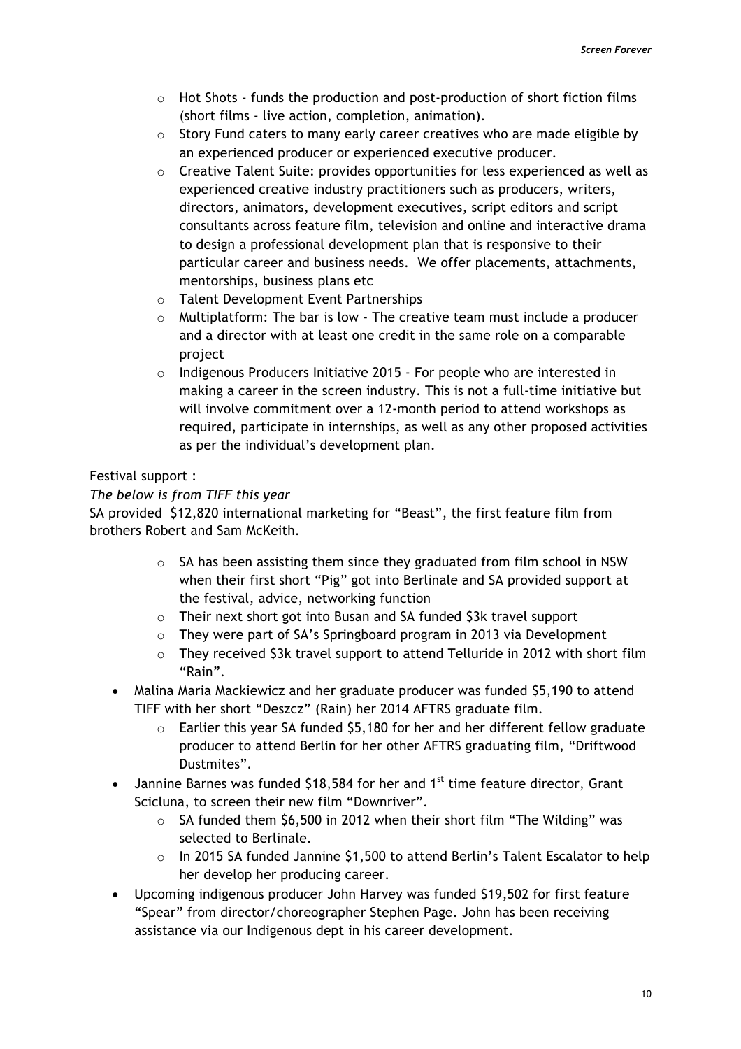- Hot Shots - funds the production and post-production of short fiction films (short films - live action, completion, animation).
  - Story Fund caters to many early career creatives who are made eligible by an experienced producer or experienced executive producer.
  - Creative Talent Suite: provides opportunities for less experienced as well as experienced creative industry practitioners such as producers, writers, directors, animators, development executives, script editors and script consultants across feature film, television and online and interactive drama to design a professional development plan that is responsive to their particular career and business needs. We offer placements, attachments, mentorships, business plans etc
  - Talent Development Event Partnerships
  - Multiplatform: The bar is low - The creative team must include a producer and a director with at least one credit in the same role on a comparable project
  - Indigenous Producers Initiative 2015 - For people who are interested in making a career in the screen industry. This is not a full-time initiative but will involve commitment over a 12-month period to attend workshops as required, participate in internships, as well as any other proposed activities as per the individual's development plan.

Festival support :

*The below is from TIFF this year*

SA provided $12,820 international marketing for "Beast", the first feature film from brothers Robert and Sam McKeith.

- SA has been assisting them since they graduated from film school in NSW when their first short "Pig" got into Berlinale and SA provided support at the festival, advice, networking function
- Their next short got into Busan and SA funded $3k travel support
- They were part of SA's Springboard program in 2013 via Development
- They received $3k travel support to attend Telluride in 2012 with short film "Rain".

- Malina Maria Mackiewicz and her graduate producer was funded $5,190 to attend TIFF with her short "Deszcz" (Rain) her 2014 AFTRS graduate film.
  - Earlier this year SA funded $5,180 for her and her different fellow graduate producer to attend Berlin for her other AFTRS graduating film, "Driftwood Dustmites".
- Jannine Barnes was funded $18,584 for her and 1st time feature director, Grant Scicluna, to screen their new film "Downriver".
  - SA funded them $6,500 in 2012 when their short film "The Wilding" was selected to Berlinale.
  - In 2015 SA funded Jannine $1,500 to attend Berlin's Talent Escalator to help her develop her producing career.
- Upcoming indigenous producer John Harvey was funded $19,502 for first feature "Spear" from director/choreographer Stephen Page. John has been receiving assistance via our Indigenous dept in his career development.